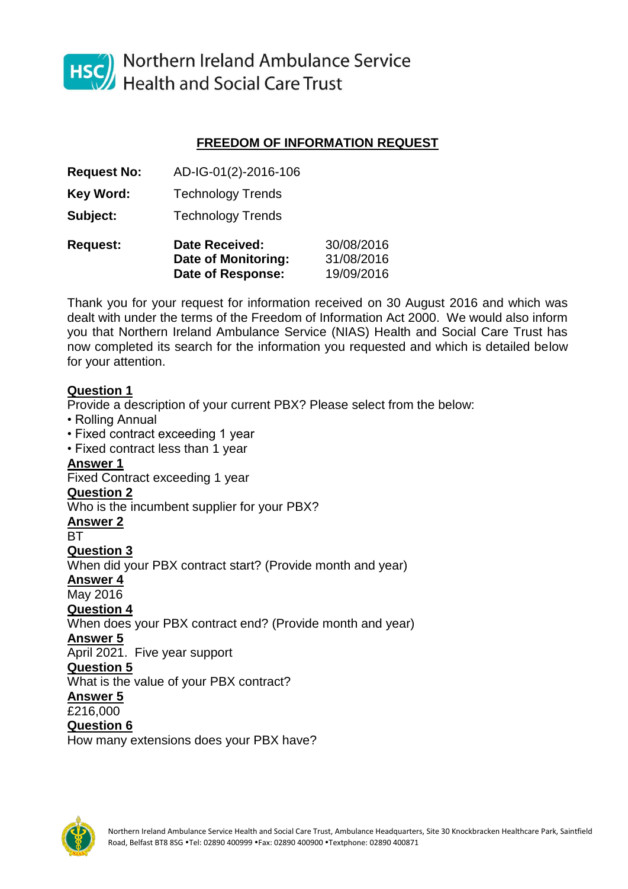Northern Ireland Ambulance Service
Health and Social Care Trust

## FREEDOM OF INFORMATION REQUEST

**Request No:** AD-IG-01(2)-2016-106

**Key Word:** Technology Trends

**Subject:** Technology Trends

**Request:**

**Date Received:** 30/08/2016
**Date of Monitoring:** 31/08/2016
**Date of Response:** 19/09/2016

Thank you for your request for information received on 30 August 2016 and which was dealt with under the terms of the Freedom of Information Act 2000. We would also inform you that Northern Ireland Ambulance Service (NIAS) Health and Social Care Trust has now completed its search for the information you requested and which is detailed below for your attention.

**Question 1**
Provide a description of your current PBX? Please select from the below:
- Rolling Annual
- Fixed contract exceeding 1 year
- Fixed contract less than 1 year

**Answer 1**
Fixed Contract exceeding 1 year

**Question 2**
Who is the incumbent supplier for your PBX?

**Answer 2**
BT

**Question 3**
When did your PBX contract start? (Provide month and year)

**Answer 4**
May 2016

**Question 4**
When does your PBX contract end? (Provide month and year)

**Answer 5**
April 2021. Five year support

**Question 5**
What is the value of your PBX contract?

**Answer 5**
£216,000

**Question 6**
How many extensions does your PBX have?

Northern Ireland Ambulance Service Health and Social Care Trust, Ambulance Headquarters, Site 30 Knockbracken Healthcare Park, Saintfield Road, Belfast BT8 8SG •Tel: 02890 400999 •Fax: 02890 400900 •Textphone: 02890 400871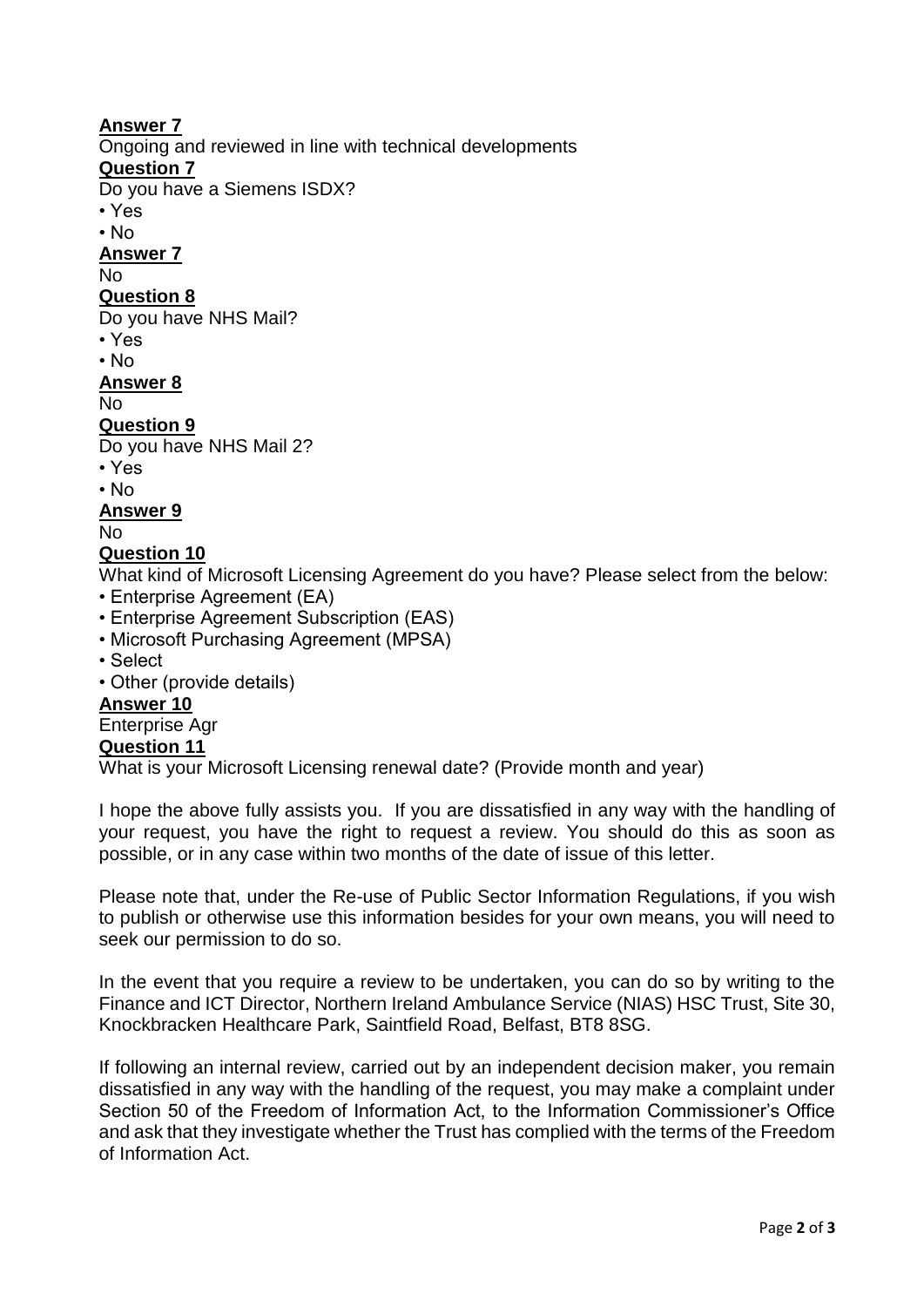**Answer 7**

Ongoing and reviewed in line with technical developments

**Question 7**

Do you have a Siemens ISDX?

- Yes
- No

**Answer 7**

No

**Question 8**

Do you have NHS Mail?

- Yes
- No

**Answer 8**

No

**Question 9**

Do you have NHS Mail 2?

- Yes
- No

**Answer 9**

No

**Question 10**

What kind of Microsoft Licensing Agreement do you have? Please select from the below:

- Enterprise Agreement (EA)
- Enterprise Agreement Subscription (EAS)
- Microsoft Purchasing Agreement (MPSA)
- Select
- Other (provide details)

**Answer 10**

Enterprise Agr

**Question 11**

What is your Microsoft Licensing renewal date? (Provide month and year)

I hope the above fully assists you. If you are dissatisfied in any way with the handling of your request, you have the right to request a review. You should do this as soon as possible, or in any case within two months of the date of issue of this letter.

Please note that, under the Re-use of Public Sector Information Regulations, if you wish to publish or otherwise use this information besides for your own means, you will need to seek our permission to do so.

In the event that you require a review to be undertaken, you can do so by writing to the Finance and ICT Director, Northern Ireland Ambulance Service (NIAS) HSC Trust, Site 30, Knockbracken Healthcare Park, Saintfield Road, Belfast, BT8 8SG.

If following an internal review, carried out by an independent decision maker, you remain dissatisfied in any way with the handling of the request, you may make a complaint under Section 50 of the Freedom of Information Act, to the Information Commissioner's Office and ask that they investigate whether the Trust has complied with the terms of the Freedom of Information Act.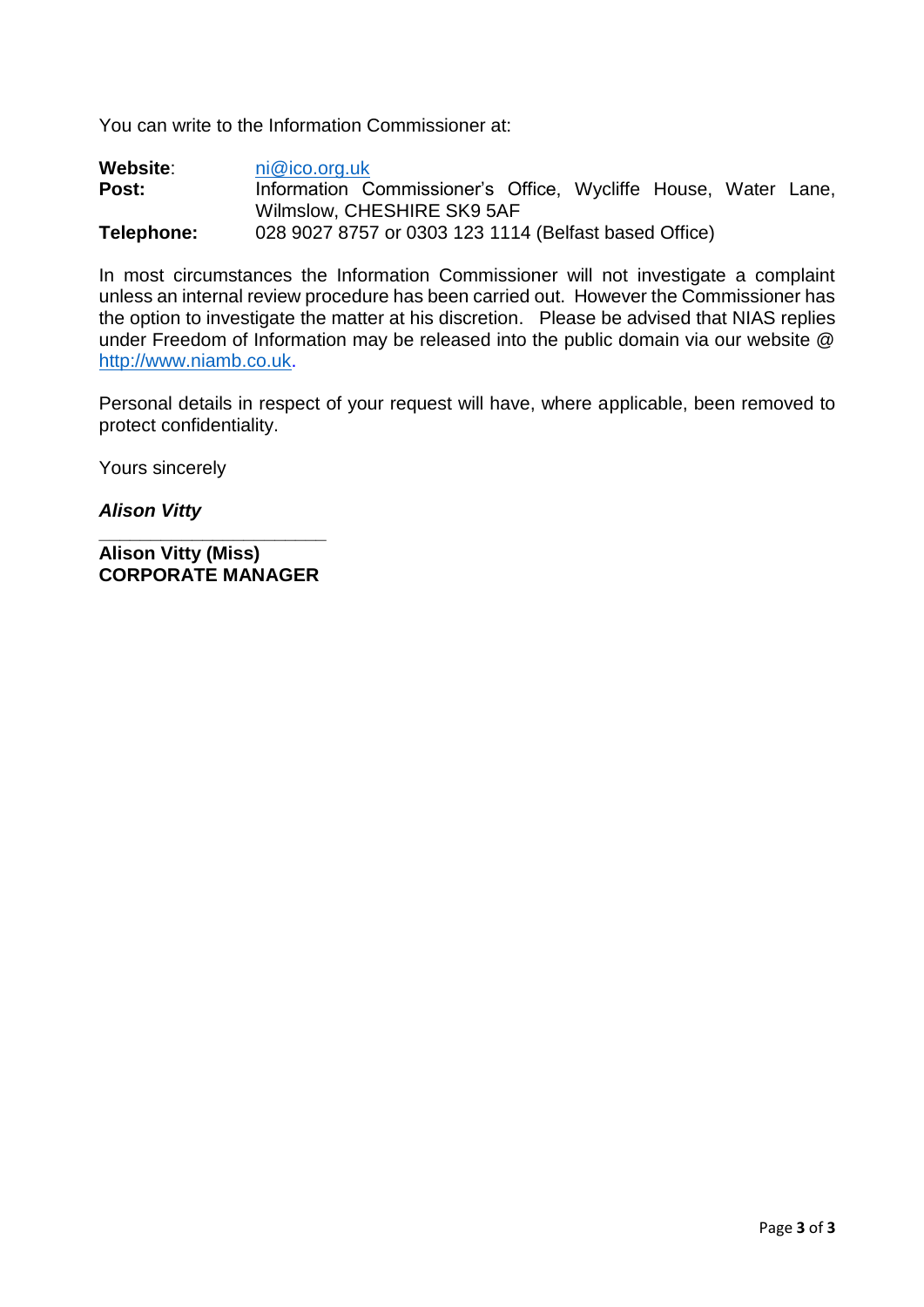You can write to the Information Commissioner at:

| | |
|---|---|
| **Website**: | ni@ico.org.uk |
| **Post:** | Information Commissioner's Office, Wycliffe House, Water Lane, Wilmslow, CHESHIRE SK9 5AF |
| **Telephone:** | 028 9027 8757 or 0303 123 1114 (Belfast based Office) |

In most circumstances the Information Commissioner will not investigate a complaint unless an internal review procedure has been carried out. However the Commissioner has the option to investigate the matter at his discretion. Please be advised that NIAS replies under Freedom of Information may be released into the public domain via our website @ http://www.niamb.co.uk.

Personal details in respect of your request will have, where applicable, been removed to protect confidentiality.

Yours sincerely

***Alison Vitty***

**Alison Vitty (Miss)**
**CORPORATE MANAGER**